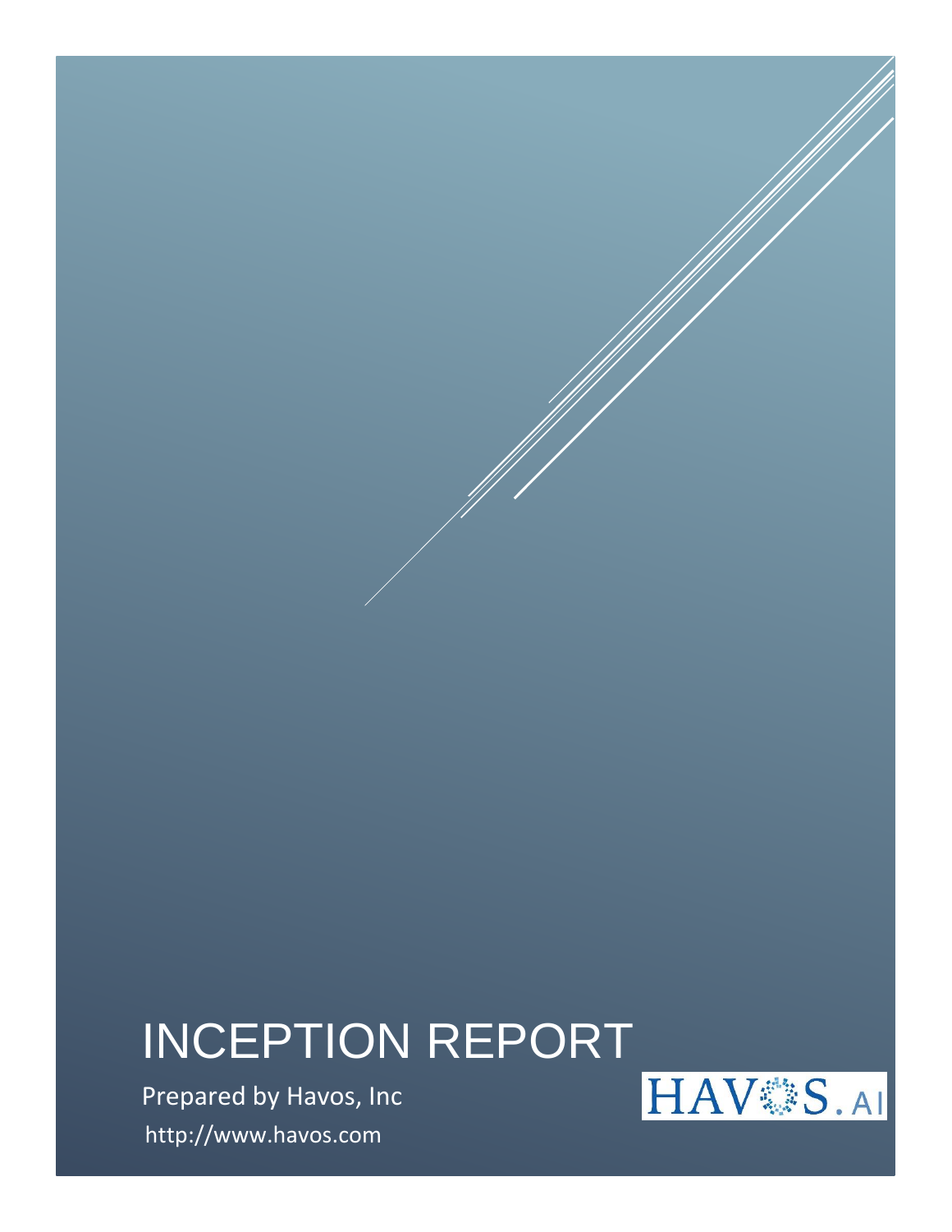# INCEPTION REPORT

Prepared by Havos, Inc

http://www.havos.com

HAVOS.AI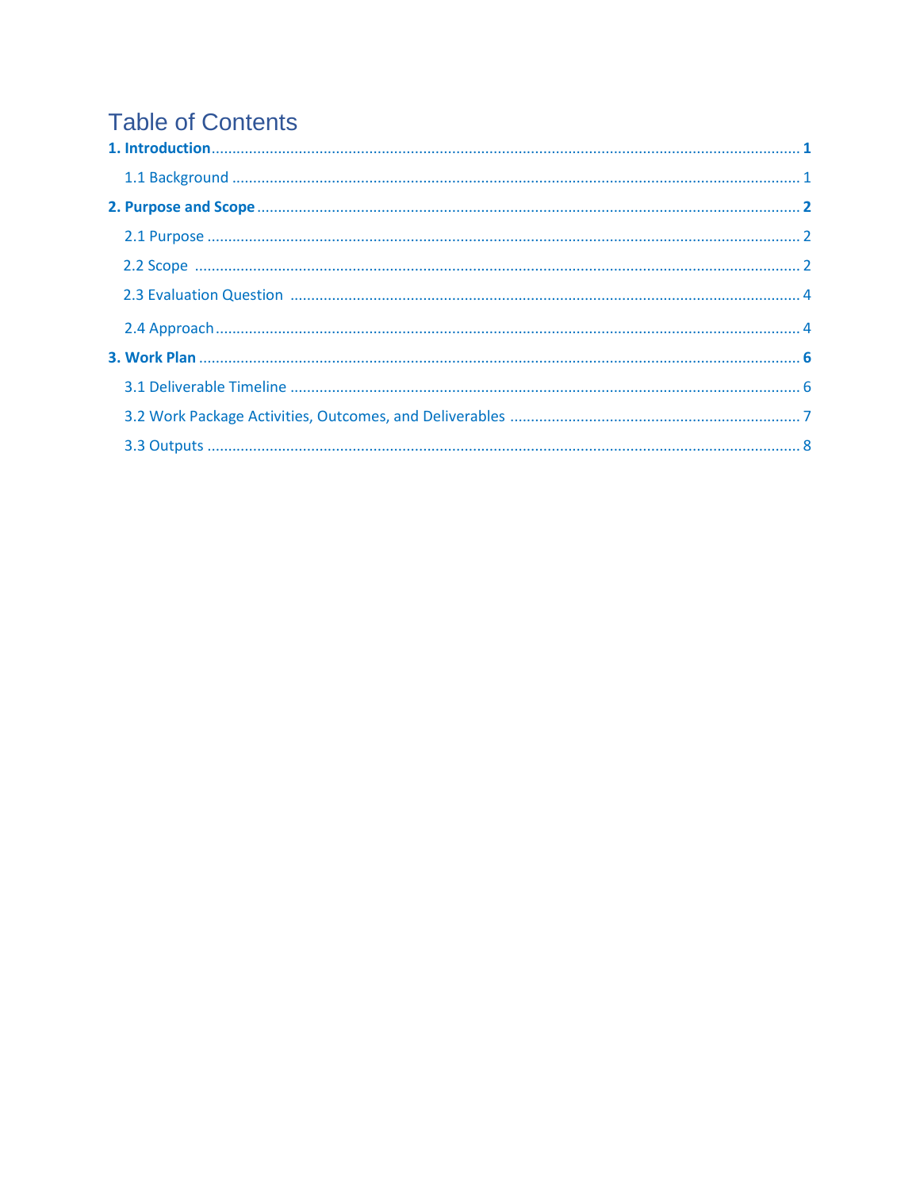# Table of Contents

**1. Introduction** .......... **1**

1.1 Background .......... 1

**2. Purpose and Scope** .......... **2**

2.1 Purpose .......... 2

2.2 Scope .......... 2

2.3 Evaluation Question .......... 4

2.4 Approach .......... 4

**3. Work Plan** .......... **6**

3.1 Deliverable Timeline .......... 6

3.2 Work Package Activities, Outcomes, and Deliverables .......... 7

3.3 Outputs .......... 8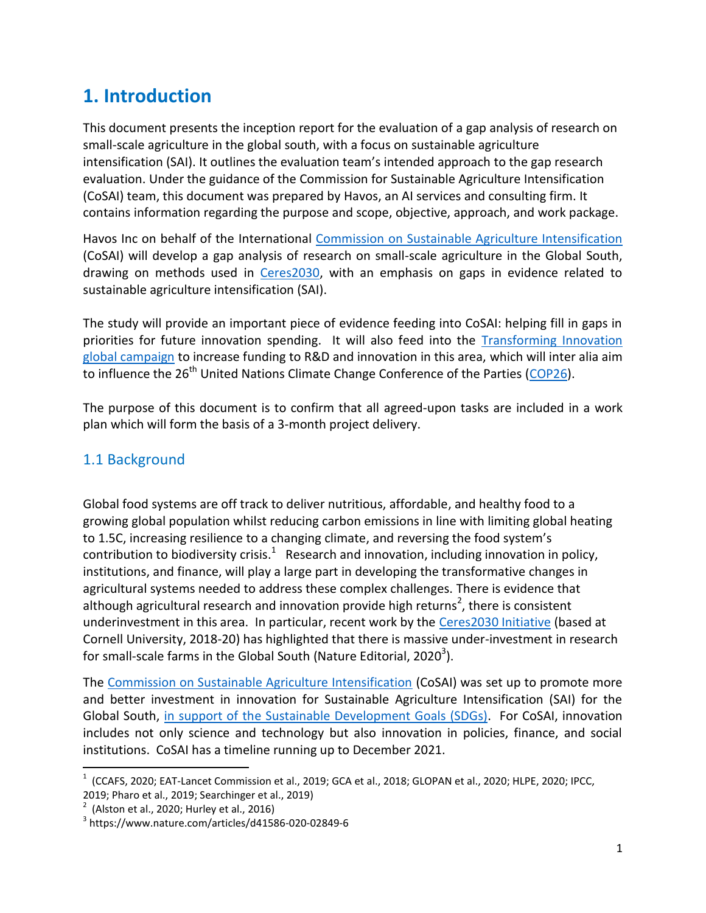# 1. Introduction

This document presents the inception report for the evaluation of a gap analysis of research on small-scale agriculture in the global south, with a focus on sustainable agriculture intensification (SAI). It outlines the evaluation team's intended approach to the gap research evaluation. Under the guidance of the Commission for Sustainable Agriculture Intensification (CoSAI) team, this document was prepared by Havos, an AI services and consulting firm. It contains information regarding the purpose and scope, objective, approach, and work package.

Havos Inc on behalf of the International Commission on Sustainable Agriculture Intensification (CoSAI) will develop a gap analysis of research on small-scale agriculture in the Global South, drawing on methods used in Ceres2030, with an emphasis on gaps in evidence related to sustainable agriculture intensification (SAI).

The study will provide an important piece of evidence feeding into CoSAI: helping fill in gaps in priorities for future innovation spending. It will also feed into the Transforming Innovation global campaign to increase funding to R&D and innovation in this area, which will inter alia aim to influence the 26th United Nations Climate Change Conference of the Parties (COP26).

The purpose of this document is to confirm that all agreed-upon tasks are included in a work plan which will form the basis of a 3-month project delivery.

## 1.1 Background

Global food systems are off track to deliver nutritious, affordable, and healthy food to a growing global population whilst reducing carbon emissions in line with limiting global heating to 1.5C, increasing resilience to a changing climate, and reversing the food system's contribution to biodiversity crisis.[1] Research and innovation, including innovation in policy, institutions, and finance, will play a large part in developing the transformative changes in agricultural systems needed to address these complex challenges. There is evidence that although agricultural research and innovation provide high returns[2], there is consistent underinvestment in this area. In particular, recent work by the Ceres2030 Initiative (based at Cornell University, 2018-20) has highlighted that there is massive under-investment in research for small-scale farms in the Global South (Nature Editorial, 2020[3]).

The Commission on Sustainable Agriculture Intensification (CoSAI) was set up to promote more and better investment in innovation for Sustainable Agriculture Intensification (SAI) for the Global South, in support of the Sustainable Development Goals (SDGs). For CoSAI, innovation includes not only science and technology but also innovation in policies, finance, and social institutions. CoSAI has a timeline running up to December 2021.

---

[1] (CCAFS, 2020; EAT-Lancet Commission et al., 2019; GCA et al., 2018; GLOPAN et al., 2020; HLPE, 2020; IPCC, 2019; Pharo et al., 2019; Searchinger et al., 2019)

[2] (Alston et al., 2020; Hurley et al., 2016)

[3] https://www.nature.com/articles/d41586-020-02849-6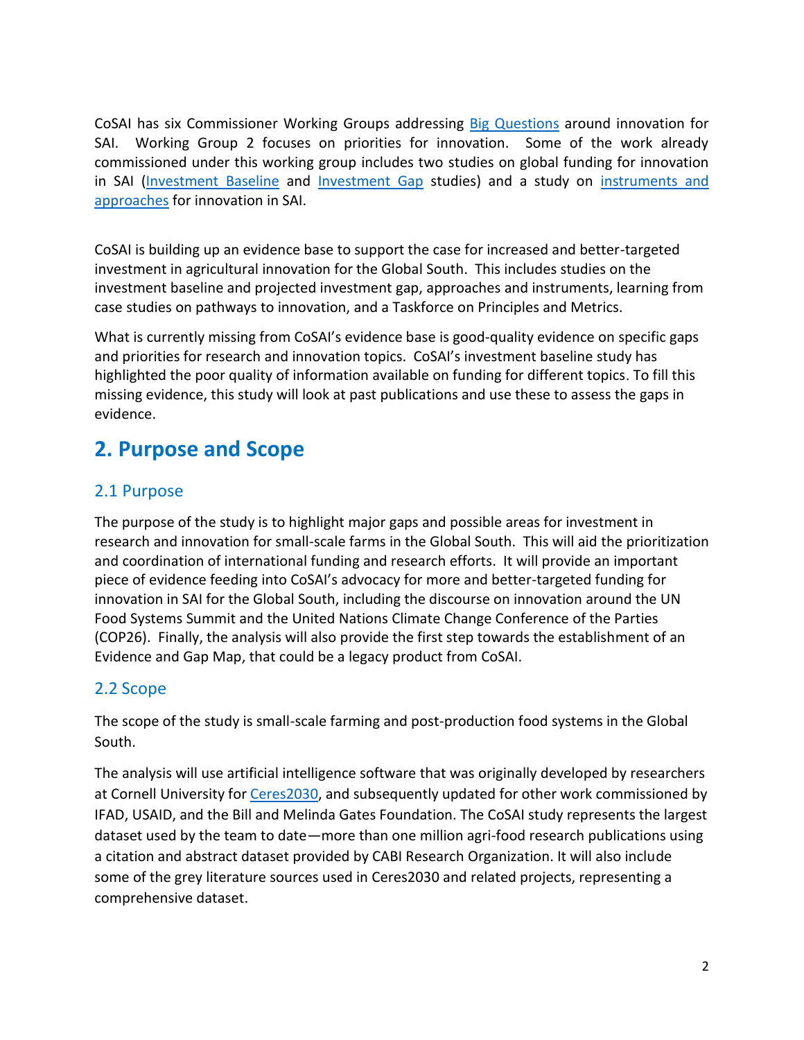CoSAI has six Commissioner Working Groups addressing Big Questions around innovation for SAI. Working Group 2 focuses on priorities for innovation. Some of the work already commissioned under this working group includes two studies on global funding for innovation in SAI (Investment Baseline and Investment Gap studies) and a study on instruments and approaches for innovation in SAI.

CoSAI is building up an evidence base to support the case for increased and better-targeted investment in agricultural innovation for the Global South. This includes studies on the investment baseline and projected investment gap, approaches and instruments, learning from case studies on pathways to innovation, and a Taskforce on Principles and Metrics.

What is currently missing from CoSAI's evidence base is good-quality evidence on specific gaps and priorities for research and innovation topics. CoSAI's investment baseline study has highlighted the poor quality of information available on funding for different topics. To fill this missing evidence, this study will look at past publications and use these to assess the gaps in evidence.

## 2. Purpose and Scope

### 2.1 Purpose

The purpose of the study is to highlight major gaps and possible areas for investment in research and innovation for small-scale farms in the Global South. This will aid the prioritization and coordination of international funding and research efforts. It will provide an important piece of evidence feeding into CoSAI's advocacy for more and better-targeted funding for innovation in SAI for the Global South, including the discourse on innovation around the UN Food Systems Summit and the United Nations Climate Change Conference of the Parties (COP26). Finally, the analysis will also provide the first step towards the establishment of an Evidence and Gap Map, that could be a legacy product from CoSAI.

### 2.2 Scope

The scope of the study is small-scale farming and post-production food systems in the Global South.

The analysis will use artificial intelligence software that was originally developed by researchers at Cornell University for Ceres2030, and subsequently updated for other work commissioned by IFAD, USAID, and the Bill and Melinda Gates Foundation. The CoSAI study represents the largest dataset used by the team to date—more than one million agri-food research publications using a citation and abstract dataset provided by CABI Research Organization. It will also include some of the grey literature sources used in Ceres2030 and related projects, representing a comprehensive dataset.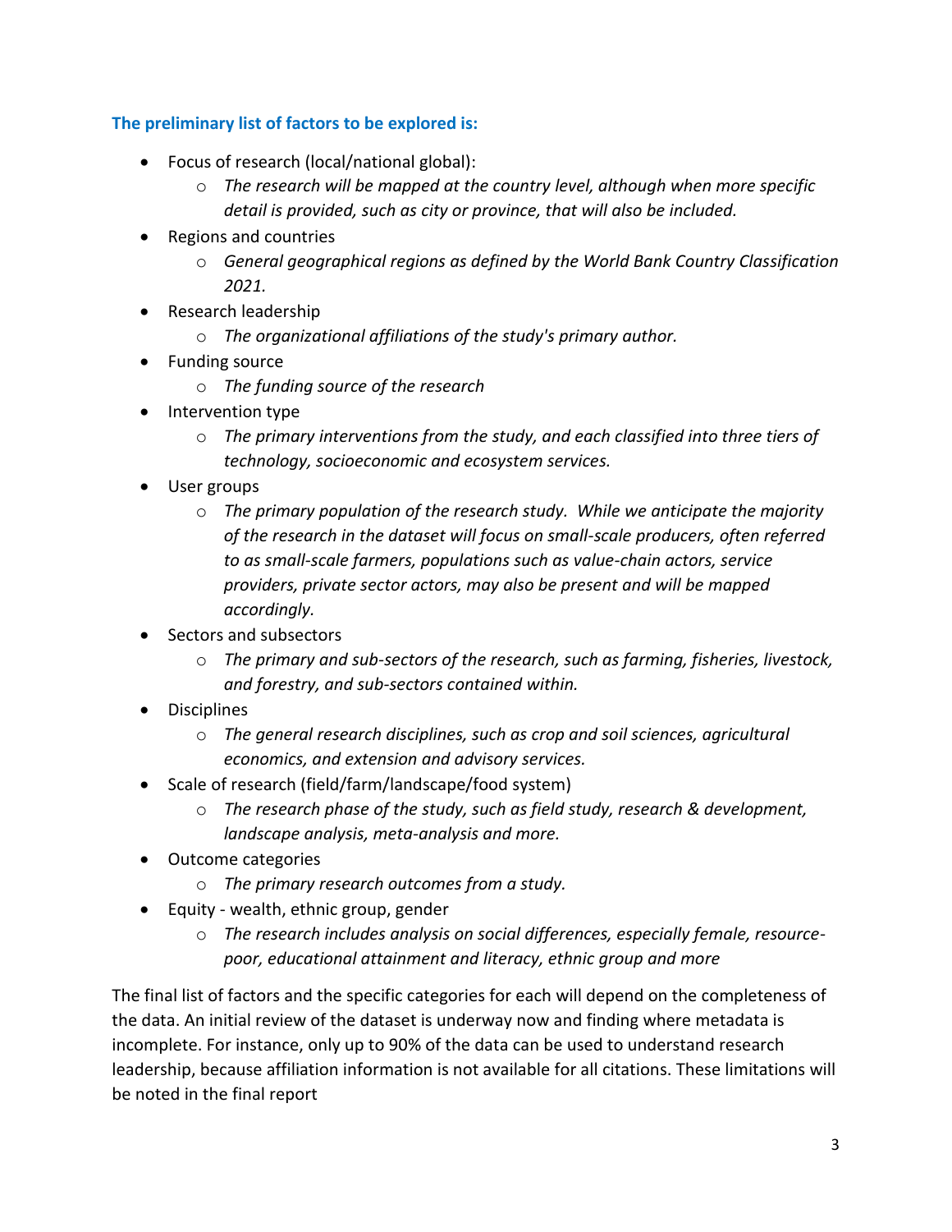**The preliminary list of factors to be explored is:**

- Focus of research (local/national global):
  - *The research will be mapped at the country level, although when more specific detail is provided, such as city or province, that will also be included.*
- Regions and countries
  - *General geographical regions as defined by the World Bank Country Classification 2021.*
- Research leadership
  - *The organizational affiliations of the study's primary author.*
- Funding source
  - *The funding source of the research*
- Intervention type
  - *The primary interventions from the study, and each classified into three tiers of technology, socioeconomic and ecosystem services.*
- User groups
  - *The primary population of the research study. While we anticipate the majority of the research in the dataset will focus on small-scale producers, often referred to as small-scale farmers, populations such as value-chain actors, service providers, private sector actors, may also be present and will be mapped accordingly.*
- Sectors and subsectors
  - *The primary and sub-sectors of the research, such as farming, fisheries, livestock, and forestry, and sub-sectors contained within.*
- Disciplines
  - *The general research disciplines, such as crop and soil sciences, agricultural economics, and extension and advisory services.*
- Scale of research (field/farm/landscape/food system)
  - *The research phase of the study, such as field study, research & development, landscape analysis, meta-analysis and more.*
- Outcome categories
  - *The primary research outcomes from a study.*
- Equity - wealth, ethnic group, gender
  - *The research includes analysis on social differences, especially female, resource-poor, educational attainment and literacy, ethnic group and more*

The final list of factors and the specific categories for each will depend on the completeness of the data. An initial review of the dataset is underway now and finding where metadata is incomplete. For instance, only up to 90% of the data can be used to understand research leadership, because affiliation information is not available for all citations. These limitations will be noted in the final report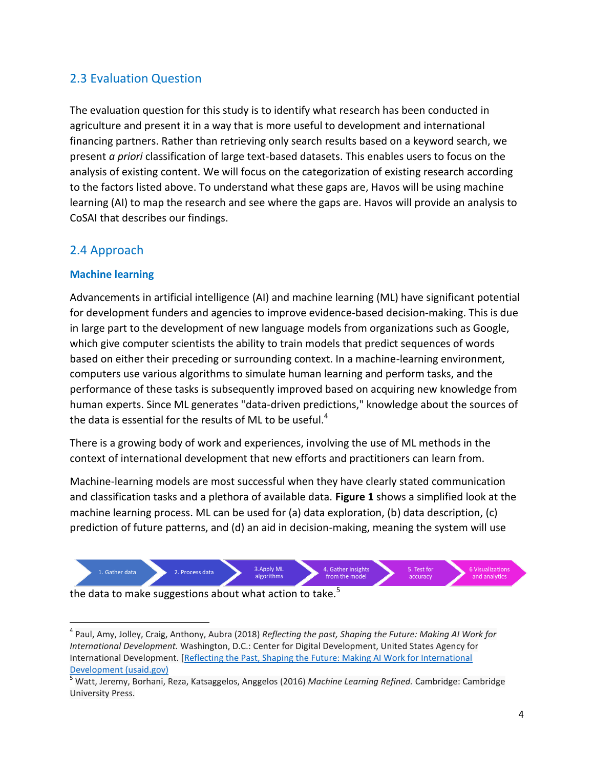## 2.3 Evaluation Question

The evaluation question for this study is to identify what research has been conducted in agriculture and present it in a way that is more useful to development and international financing partners. Rather than retrieving only search results based on a keyword search, we present *a priori* classification of large text-based datasets. This enables users to focus on the analysis of existing content. We will focus on the categorization of existing research according to the factors listed above. To understand what these gaps are, Havos will be using machine learning (AI) to map the research and see where the gaps are. Havos will provide an analysis to CoSAI that describes our findings.

## 2.4 Approach

### Machine learning

Advancements in artificial intelligence (AI) and machine learning (ML) have significant potential for development funders and agencies to improve evidence-based decision-making. This is due in large part to the development of new language models from organizations such as Google, which give computer scientists the ability to train models that predict sequences of words based on either their preceding or surrounding context. In a machine-learning environment, computers use various algorithms to simulate human learning and perform tasks, and the performance of these tasks is subsequently improved based on acquiring new knowledge from human experts. Since ML generates "data-driven predictions," knowledge about the sources of the data is essential for the results of ML to be useful.[4]

There is a growing body of work and experiences, involving the use of ML methods in the context of international development that new efforts and practitioners can learn from.

Machine-learning models are most successful when they have clearly stated communication and classification tasks and a plethora of available data. **Figure 1** shows a simplified look at the machine learning process. ML can be used for (a) data exploration, (b) data description, (c) prediction of future patterns, and (d) an aid in decision-making, meaning the system will use

1. Gather data → 2. Process data → 3.Apply ML algorithms → 4. Gather insights from the model → 5. Test for accuracy → 6 Visualizations and analytics

the data to make suggestions about what action to take.[5]

---

[4] Paul, Amy, Jolley, Craig, Anthony, Aubra (2018) *Reflecting the past, Shaping the Future: Making AI Work for International Development.* Washington, D.C.: Center for Digital Development, United States Agency for International Development. [Reflecting the Past, Shaping the Future: Making AI Work for International Development (usaid.gov)

[5] Watt, Jeremy, Borhani, Reza, Katsaggelos, Anggelos (2016) *Machine Learning Refined.* Cambridge: Cambridge University Press.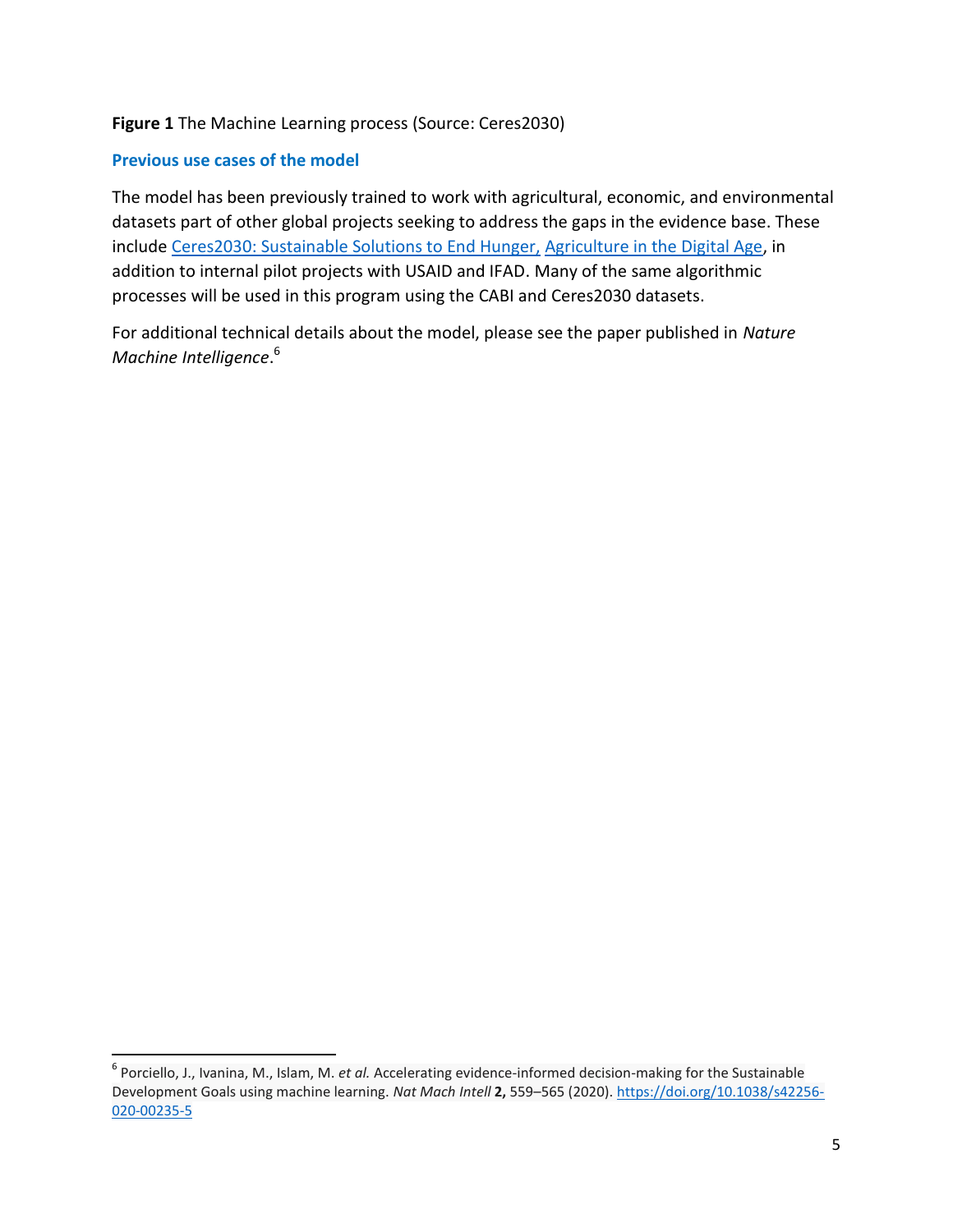**Figure 1** The Machine Learning process (Source: Ceres2030)

### Previous use cases of the model

The model has been previously trained to work with agricultural, economic, and environmental datasets part of other global projects seeking to address the gaps in the evidence base. These include [Ceres2030: Sustainable Solutions to End Hunger,](#) [Agriculture in the Digital Age](#), in addition to internal pilot projects with USAID and IFAD. Many of the same algorithmic processes will be used in this program using the CABI and Ceres2030 datasets.

For additional technical details about the model, please see the paper published in *Nature Machine Intelligence*.[6]

---

[6] Porciello, J., Ivanina, M., Islam, M. *et al.* Accelerating evidence-informed decision-making for the Sustainable Development Goals using machine learning. *Nat Mach Intell* **2,** 559–565 (2020). https://doi.org/10.1038/s42256-020-00235-5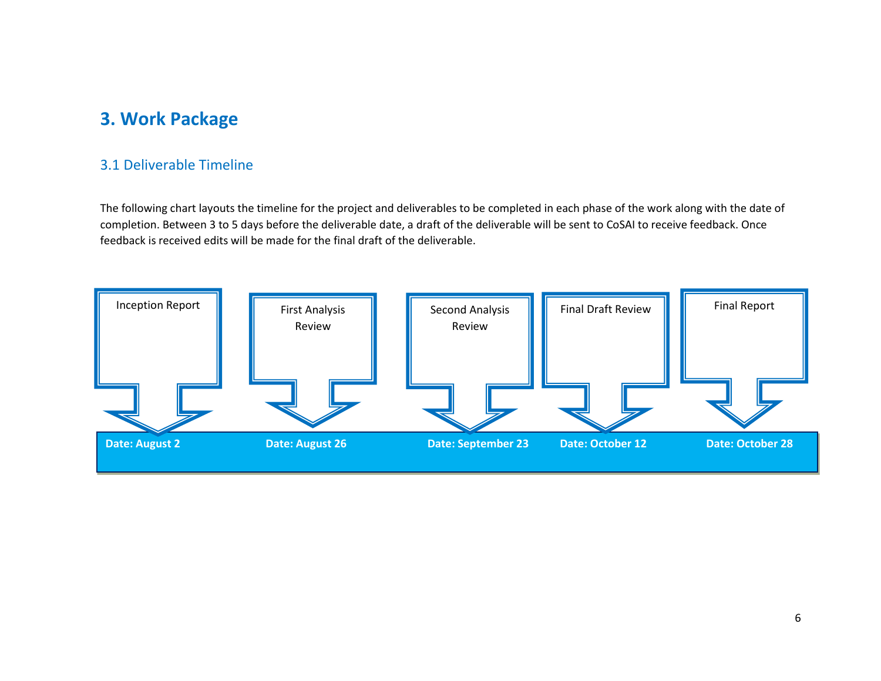## 3. Work Package

### 3.1 Deliverable Timeline

The following chart layouts the timeline for the project and deliverables to be completed in each phase of the work along with the date of completion. Between 3 to 5 days before the deliverable date, a draft of the deliverable will be sent to CoSAI to receive feedback. Once feedback is received edits will be made for the final draft of the deliverable.

| Inception Report | First Analysis Review | Second Analysis Review | Final Draft Review | Final Report |
| --- | --- | --- | --- | --- |
| **Date: August 2** | **Date: August 26** | **Date: September 23** | **Date: October 12** | **Date: October 28** |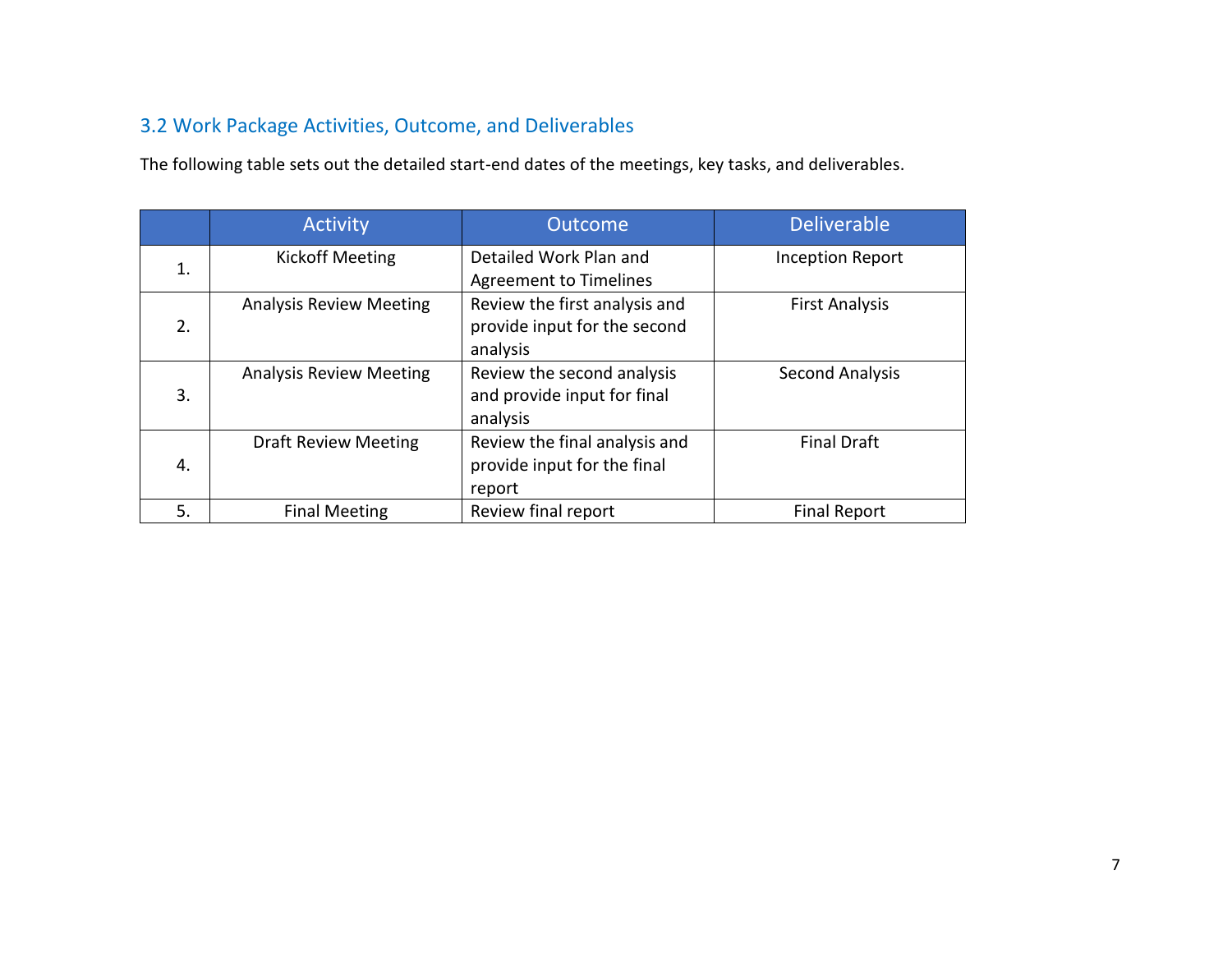## 3.2 Work Package Activities, Outcome, and Deliverables

The following table sets out the detailed start-end dates of the meetings, key tasks, and deliverables.

| | Activity | Outcome | Deliverable |
|---|---|---|---|
| 1. | Kickoff Meeting | Detailed Work Plan and Agreement to Timelines | Inception Report |
| 2. | Analysis Review Meeting | Review the first analysis and provide input for the second analysis | First Analysis |
| 3. | Analysis Review Meeting | Review the second analysis and provide input for final analysis | Second Analysis |
| 4. | Draft Review Meeting | Review the final analysis and provide input for the final report | Final Draft |
| 5. | Final Meeting | Review final report | Final Report |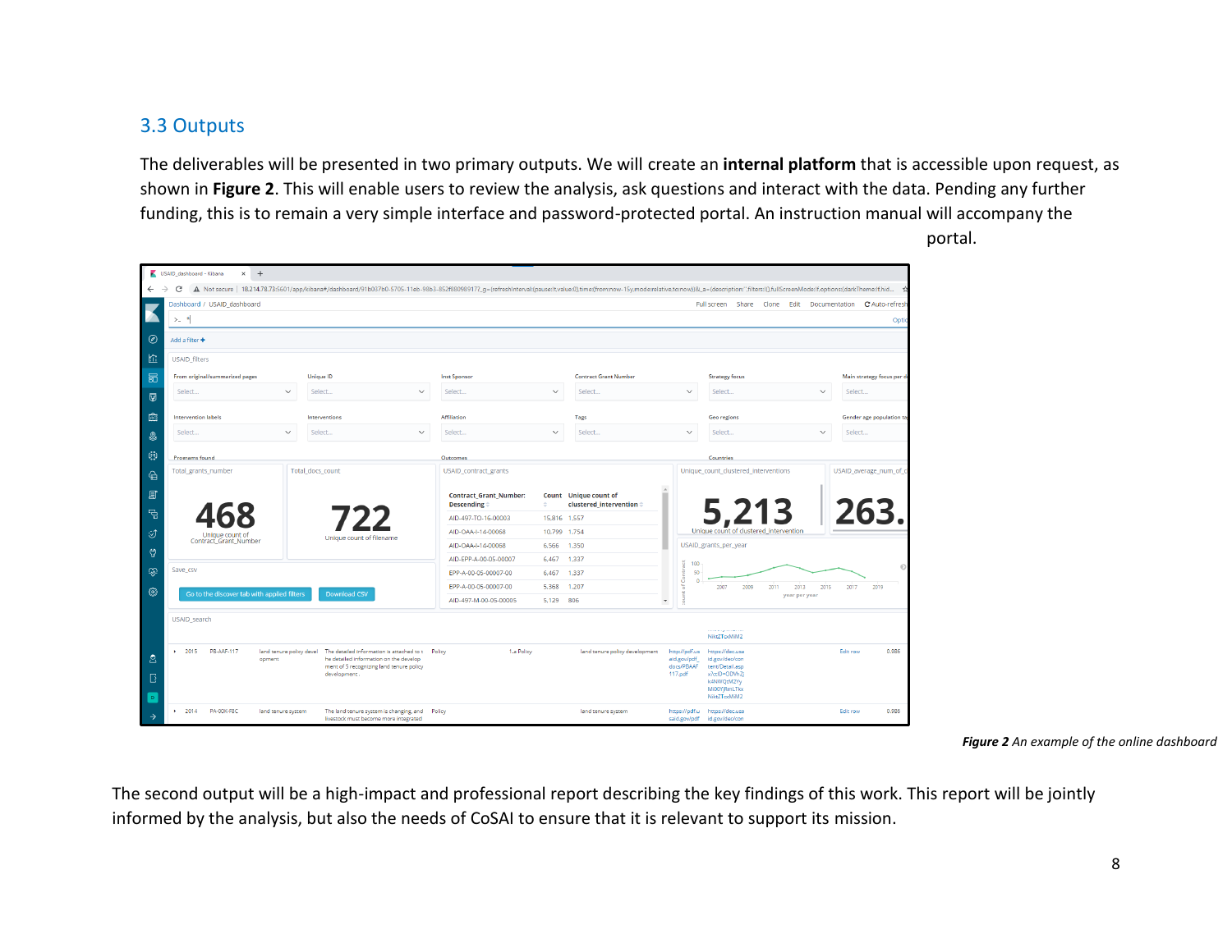## 3.3 Outputs

The deliverables will be presented in two primary outputs. We will create an **internal platform** that is accessible upon request, as shown in **Figure 2**. This will enable users to review the analysis, ask questions and interact with the data. Pending any further funding, this is to remain a very simple interface and password-protected portal. An instruction manual will accompany the portal.

***Figure 2** An example of the online dashboard*

The second output will be a high-impact and professional report describing the key findings of this work. This report will be jointly informed by the analysis, but also the needs of CoSAI to ensure that it is relevant to support its mission.